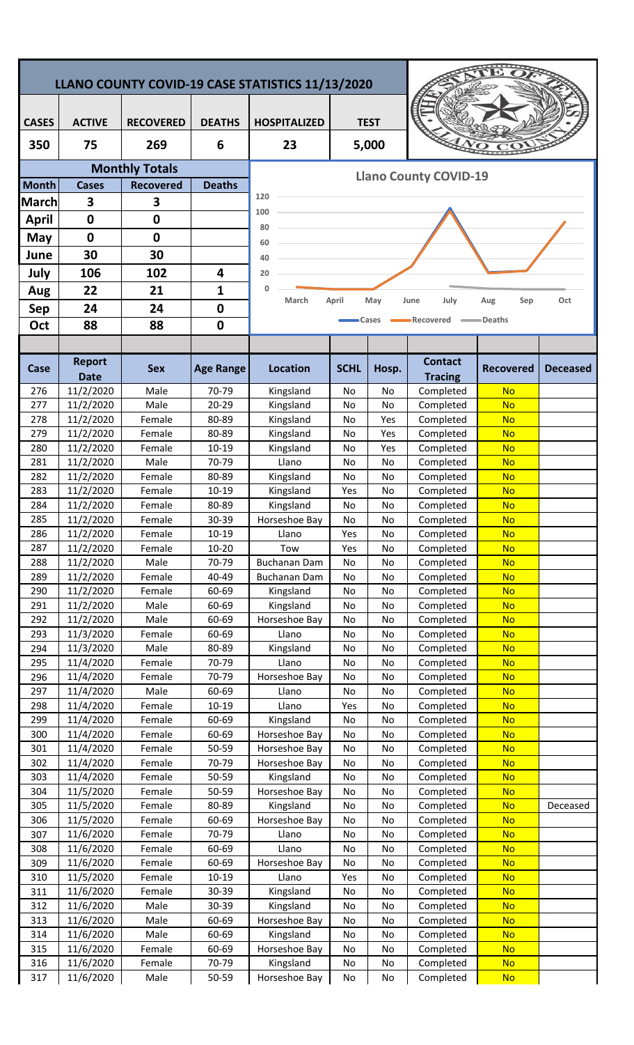# LLANO COUNTY COVID-19 CASE STATISTICS 11/13/2020

| CASES | ACTIVE | RECOVERED | DEATHS | HOSPITALIZED | TEST |
|---|---|---|---|---|---|
| 350 | 75 | 269 | 6 | 23 | 5,000 |

## Monthly Totals

| Month | Cases | Recovered | Deaths |
|---|---|---|---|
| March | 3 | 3 | |
| April | 0 | 0 | |
| May | 0 | 0 | |
| June | 30 | 30 | |
| July | 106 | 102 | 4 |
| Aug | 22 | 21 | 1 |
| Sep | 24 | 24 | 0 |
| Oct | 88 | 88 | 0 |

**Llano County COVID-19**

| Case | Report Date | Sex | Age Range | Location | SCHL | Hosp. | Contact Tracing | Recovered | Deceased |
|---|---|---|---|---|---|---|---|---|---|
| 276 | 11/2/2020 | Male | 70-79 | Kingsland | No | No | Completed | No | |
| 277 | 11/2/2020 | Male | 20-29 | Kingsland | No | No | Completed | No | |
| 278 | 11/2/2020 | Female | 80-89 | Kingsland | No | Yes | Completed | No | |
| 279 | 11/2/2020 | Female | 80-89 | Kingsland | No | Yes | Completed | No | |
| 280 | 11/2/2020 | Female | 10-19 | Kingsland | No | Yes | Completed | No | |
| 281 | 11/2/2020 | Male | 70-79 | Llano | No | No | Completed | No | |
| 282 | 11/2/2020 | Female | 80-89 | Kingsland | No | No | Completed | No | |
| 283 | 11/2/2020 | Female | 10-19 | Kingsland | Yes | No | Completed | No | |
| 284 | 11/2/2020 | Female | 80-89 | Kingsland | No | No | Completed | No | |
| 285 | 11/2/2020 | Female | 30-39 | Horseshoe Bay | No | No | Completed | No | |
| 286 | 11/2/2020 | Female | 10-19 | Llano | Yes | No | Completed | No | |
| 287 | 11/2/2020 | Female | 10-20 | Tow | Yes | No | Completed | No | |
| 288 | 11/2/2020 | Male | 70-79 | Buchanan Dam | No | No | Completed | No | |
| 289 | 11/2/2020 | Female | 40-49 | Buchanan Dam | No | No | Completed | No | |
| 290 | 11/2/2020 | Female | 60-69 | Kingsland | No | No | Completed | No | |
| 291 | 11/2/2020 | Male | 60-69 | Kingsland | No | No | Completed | No | |
| 292 | 11/2/2020 | Male | 60-69 | Horseshoe Bay | No | No | Completed | No | |
| 293 | 11/3/2020 | Female | 60-69 | Llano | No | No | Completed | No | |
| 294 | 11/3/2020 | Male | 80-89 | Kingsland | No | No | Completed | No | |
| 295 | 11/4/2020 | Female | 70-79 | Llano | No | No | Completed | No | |
| 296 | 11/4/2020 | Female | 70-79 | Horseshoe Bay | No | No | Completed | No | |
| 297 | 11/4/2020 | Male | 60-69 | Llano | No | No | Completed | No | |
| 298 | 11/4/2020 | Female | 10-19 | Llano | Yes | No | Completed | No | |
| 299 | 11/4/2020 | Female | 60-69 | Kingsland | No | No | Completed | No | |
| 300 | 11/4/2020 | Female | 60-69 | Horseshoe Bay | No | No | Completed | No | |
| 301 | 11/4/2020 | Female | 50-59 | Horseshoe Bay | No | No | Completed | No | |
| 302 | 11/4/2020 | Female | 70-79 | Horseshoe Bay | No | No | Completed | No | |
| 303 | 11/4/2020 | Female | 50-59 | Kingsland | No | No | Completed | No | |
| 304 | 11/5/2020 | Female | 50-59 | Horseshoe Bay | No | No | Completed | No | |
| 305 | 11/5/2020 | Female | 80-89 | Kingsland | No | No | Completed | No | Deceased |
| 306 | 11/5/2020 | Female | 60-69 | Horseshoe Bay | No | No | Completed | No | |
| 307 | 11/6/2020 | Female | 70-79 | Llano | No | No | Completed | No | |
| 308 | 11/6/2020 | Female | 60-69 | Llano | No | No | Completed | No | |
| 309 | 11/6/2020 | Female | 60-69 | Horseshoe Bay | No | No | Completed | No | |
| 310 | 11/5/2020 | Female | 10-19 | Llano | Yes | No | Completed | No | |
| 311 | 11/6/2020 | Female | 30-39 | Kingsland | No | No | Completed | No | |
| 312 | 11/6/2020 | Male | 30-39 | Kingsland | No | No | Completed | No | |
| 313 | 11/6/2020 | Male | 60-69 | Horseshoe Bay | No | No | Completed | No | |
| 314 | 11/6/2020 | Male | 60-69 | Kingsland | No | No | Completed | No | |
| 315 | 11/6/2020 | Female | 60-69 | Horseshoe Bay | No | No | Completed | No | |
| 316 | 11/6/2020 | Female | 70-79 | Kingsland | No | No | Completed | No | |
| 317 | 11/6/2020 | Male | 50-59 | Horseshoe Bay | No | No | Completed | No | |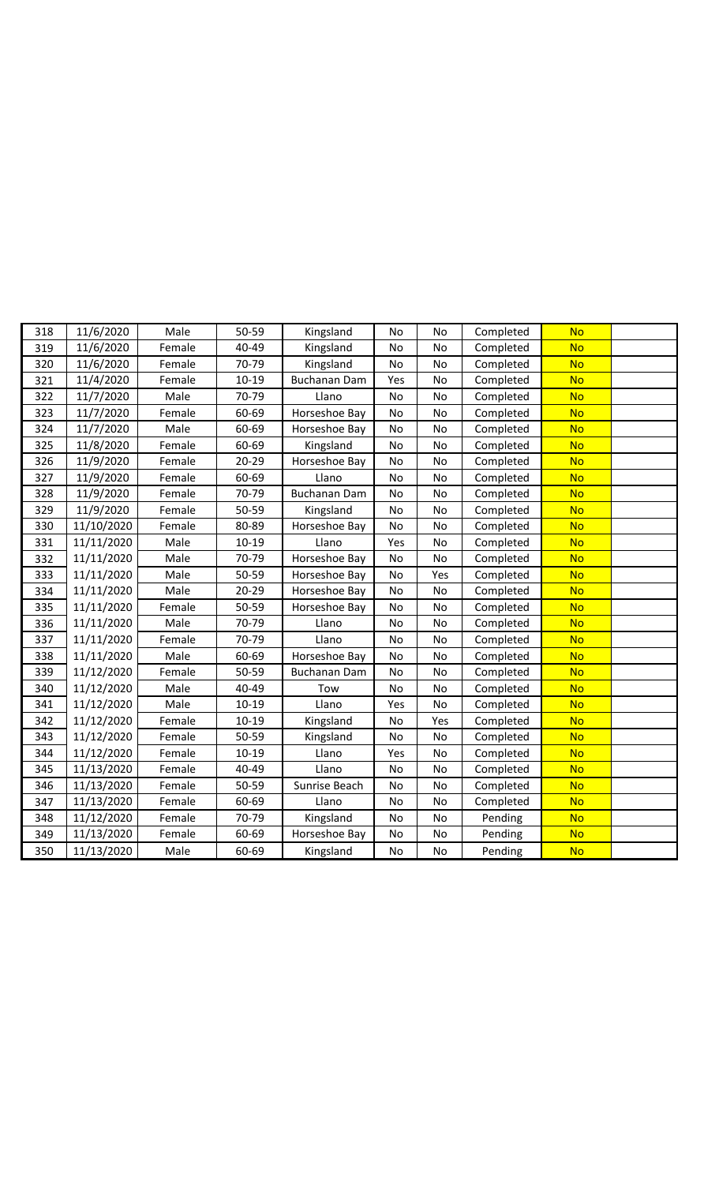| | | | | | | | | | |
|---|---|---|---|---|---|---|---|---|---|
| 318 | 11/6/2020 | Male | 50-59 | Kingsland | No | No | Completed | No | |
| 319 | 11/6/2020 | Female | 40-49 | Kingsland | No | No | Completed | No | |
| 320 | 11/6/2020 | Female | 70-79 | Kingsland | No | No | Completed | No | |
| 321 | 11/4/2020 | Female | 10-19 | Buchanan Dam | Yes | No | Completed | No | |
| 322 | 11/7/2020 | Male | 70-79 | Llano | No | No | Completed | No | |
| 323 | 11/7/2020 | Female | 60-69 | Horseshoe Bay | No | No | Completed | No | |
| 324 | 11/7/2020 | Male | 60-69 | Horseshoe Bay | No | No | Completed | No | |
| 325 | 11/8/2020 | Female | 60-69 | Kingsland | No | No | Completed | No | |
| 326 | 11/9/2020 | Female | 20-29 | Horseshoe Bay | No | No | Completed | No | |
| 327 | 11/9/2020 | Female | 60-69 | Llano | No | No | Completed | No | |
| 328 | 11/9/2020 | Female | 70-79 | Buchanan Dam | No | No | Completed | No | |
| 329 | 11/9/2020 | Female | 50-59 | Kingsland | No | No | Completed | No | |
| 330 | 11/10/2020 | Female | 80-89 | Horseshoe Bay | No | No | Completed | No | |
| 331 | 11/11/2020 | Male | 10-19 | Llano | Yes | No | Completed | No | |
| 332 | 11/11/2020 | Male | 70-79 | Horseshoe Bay | No | No | Completed | No | |
| 333 | 11/11/2020 | Male | 50-59 | Horseshoe Bay | No | Yes | Completed | No | |
| 334 | 11/11/2020 | Male | 20-29 | Horseshoe Bay | No | No | Completed | No | |
| 335 | 11/11/2020 | Female | 50-59 | Horseshoe Bay | No | No | Completed | No | |
| 336 | 11/11/2020 | Male | 70-79 | Llano | No | No | Completed | No | |
| 337 | 11/11/2020 | Female | 70-79 | Llano | No | No | Completed | No | |
| 338 | 11/11/2020 | Male | 60-69 | Horseshoe Bay | No | No | Completed | No | |
| 339 | 11/12/2020 | Female | 50-59 | Buchanan Dam | No | No | Completed | No | |
| 340 | 11/12/2020 | Male | 40-49 | Tow | No | No | Completed | No | |
| 341 | 11/12/2020 | Male | 10-19 | Llano | Yes | No | Completed | No | |
| 342 | 11/12/2020 | Female | 10-19 | Kingsland | No | Yes | Completed | No | |
| 343 | 11/12/2020 | Female | 50-59 | Kingsland | No | No | Completed | No | |
| 344 | 11/12/2020 | Female | 10-19 | Llano | Yes | No | Completed | No | |
| 345 | 11/13/2020 | Female | 40-49 | Llano | No | No | Completed | No | |
| 346 | 11/13/2020 | Female | 50-59 | Sunrise Beach | No | No | Completed | No | |
| 347 | 11/13/2020 | Female | 60-69 | Llano | No | No | Completed | No | |
| 348 | 11/12/2020 | Female | 70-79 | Kingsland | No | No | Pending | No | |
| 349 | 11/13/2020 | Female | 60-69 | Horseshoe Bay | No | No | Pending | No | |
| 350 | 11/13/2020 | Male | 60-69 | Kingsland | No | No | Pending | No | |